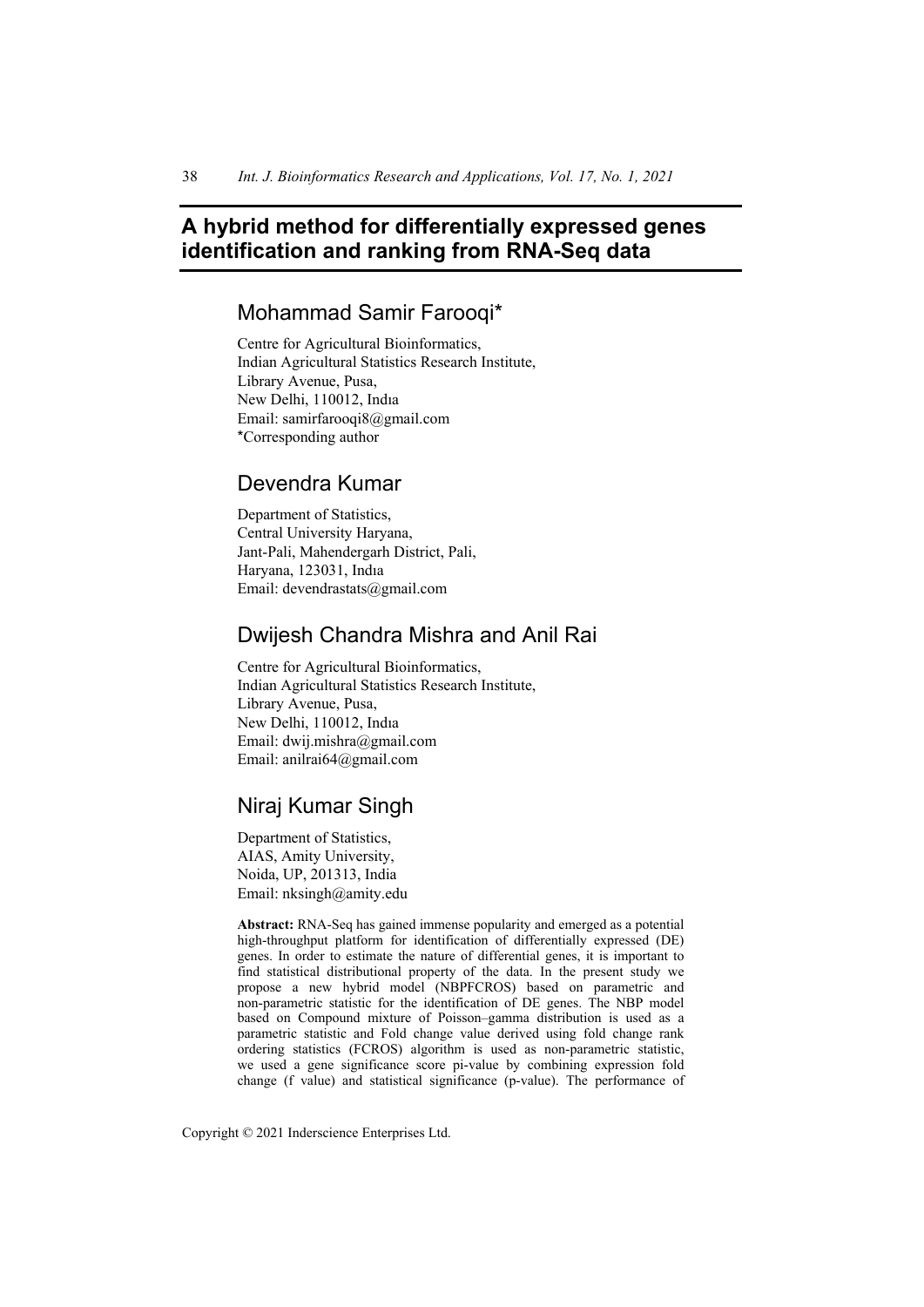# A hybrid method for differentially expressed genes identification and ranking from RNA-Seq data

## Mohammad Samir Farooqi*

Centre for Agricultural Bioinformatics,
Indian Agricultural Statistics Research Institute,
Library Avenue, Pusa,
New Delhi, 110012, India
Email: samirfarooqi8@gmail.com
*Corresponding author

## Devendra Kumar

Department of Statistics,
Central University Haryana,
Jant-Pali, Mahendergarh District, Pali,
Haryana, 123031, India
Email: devendrastats@gmail.com

## Dwijesh Chandra Mishra and Anil Rai

Centre for Agricultural Bioinformatics,
Indian Agricultural Statistics Research Institute,
Library Avenue, Pusa,
New Delhi, 110012, India
Email: dwij.mishra@gmail.com
Email: anilrai64@gmail.com

## Niraj Kumar Singh

Department of Statistics,
AIAS, Amity University,
Noida, UP, 201313, India
Email: nksingh@amity.edu

**Abstract:** RNA-Seq has gained immense popularity and emerged as a potential high-throughput platform for identification of differentially expressed (DE) genes. In order to estimate the nature of differential genes, it is important to find statistical distributional property of the data. In the present study we propose a new hybrid model (NBPFCROS) based on parametric and non-parametric statistic for the identification of DE genes. The NBP model based on Compound mixture of Poisson–gamma distribution is used as a parametric statistic and Fold change value derived using fold change rank ordering statistics (FCROS) algorithm is used as non-parametric statistic, we used a gene significance score pi-value by combining expression fold change (f value) and statistical significance (p-value). The performance of

Copyright © 2021 Inderscience Enterprises Ltd.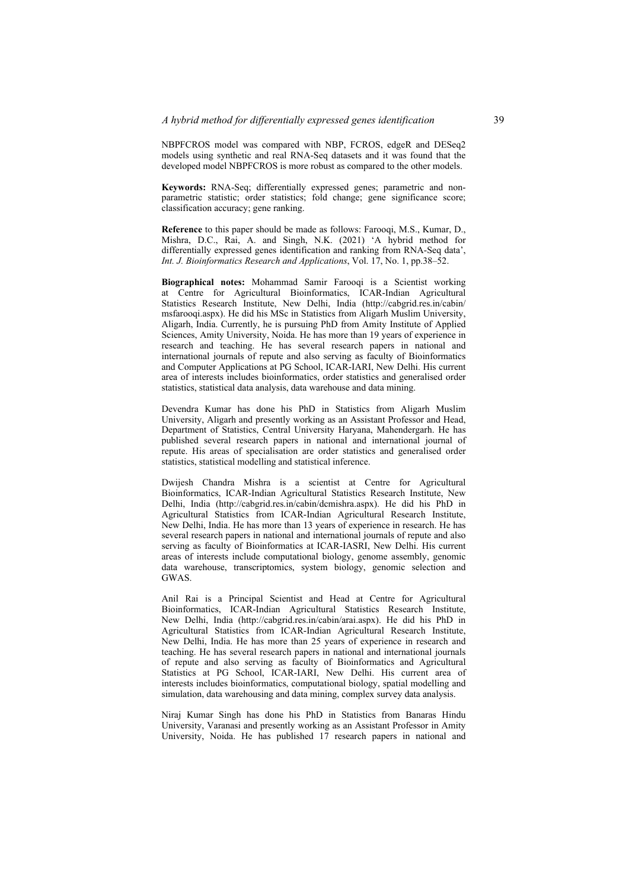NBPFCROS model was compared with NBP, FCROS, edgeR and DESeq2 models using synthetic and real RNA-Seq datasets and it was found that the developed model NBPFCROS is more robust as compared to the other models.

**Keywords:** RNA-Seq; differentially expressed genes; parametric and non-parametric statistic; order statistics; fold change; gene significance score; classification accuracy; gene ranking.

**Reference** to this paper should be made as follows: Farooqi, M.S., Kumar, D., Mishra, D.C., Rai, A. and Singh, N.K. (2021) 'A hybrid method for differentially expressed genes identification and ranking from RNA-Seq data', *Int. J. Bioinformatics Research and Applications*, Vol. 17, No. 1, pp.38–52.

**Biographical notes:** Mohammad Samir Farooqi is a Scientist working at Centre for Agricultural Bioinformatics, ICAR-Indian Agricultural Statistics Research Institute, New Delhi, India (http://cabgrid.res.in/cabin/msfarooqi.aspx). He did his MSc in Statistics from Aligarh Muslim University, Aligarh, India. Currently, he is pursuing PhD from Amity Institute of Applied Sciences, Amity University, Noida. He has more than 19 years of experience in research and teaching. He has several research papers in national and international journals of repute and also serving as faculty of Bioinformatics and Computer Applications at PG School, ICAR-IARI, New Delhi. His current area of interests includes bioinformatics, order statistics and generalised order statistics, statistical data analysis, data warehouse and data mining.

Devendra Kumar has done his PhD in Statistics from Aligarh Muslim University, Aligarh and presently working as an Assistant Professor and Head, Department of Statistics, Central University Haryana, Mahendergarh. He has published several research papers in national and international journal of repute. His areas of specialisation are order statistics and generalised order statistics, statistical modelling and statistical inference.

Dwijesh Chandra Mishra is a scientist at Centre for Agricultural Bioinformatics, ICAR-Indian Agricultural Statistics Research Institute, New Delhi, India (http://cabgrid.res.in/cabin/dcmishra.aspx). He did his PhD in Agricultural Statistics from ICAR-Indian Agricultural Research Institute, New Delhi, India. He has more than 13 years of experience in research. He has several research papers in national and international journals of repute and also serving as faculty of Bioinformatics at ICAR-IASRI, New Delhi. His current areas of interests include computational biology, genome assembly, genomic data warehouse, transcriptomics, system biology, genomic selection and GWAS.

Anil Rai is a Principal Scientist and Head at Centre for Agricultural Bioinformatics, ICAR-Indian Agricultural Statistics Research Institute, New Delhi, India (http://cabgrid.res.in/cabin/arai.aspx). He did his PhD in Agricultural Statistics from ICAR-Indian Agricultural Research Institute, New Delhi, India. He has more than 25 years of experience in research and teaching. He has several research papers in national and international journals of repute and also serving as faculty of Bioinformatics and Agricultural Statistics at PG School, ICAR-IARI, New Delhi. His current area of interests includes bioinformatics, computational biology, spatial modelling and simulation, data warehousing and data mining, complex survey data analysis.

Niraj Kumar Singh has done his PhD in Statistics from Banaras Hindu University, Varanasi and presently working as an Assistant Professor in Amity University, Noida. He has published 17 research papers in national and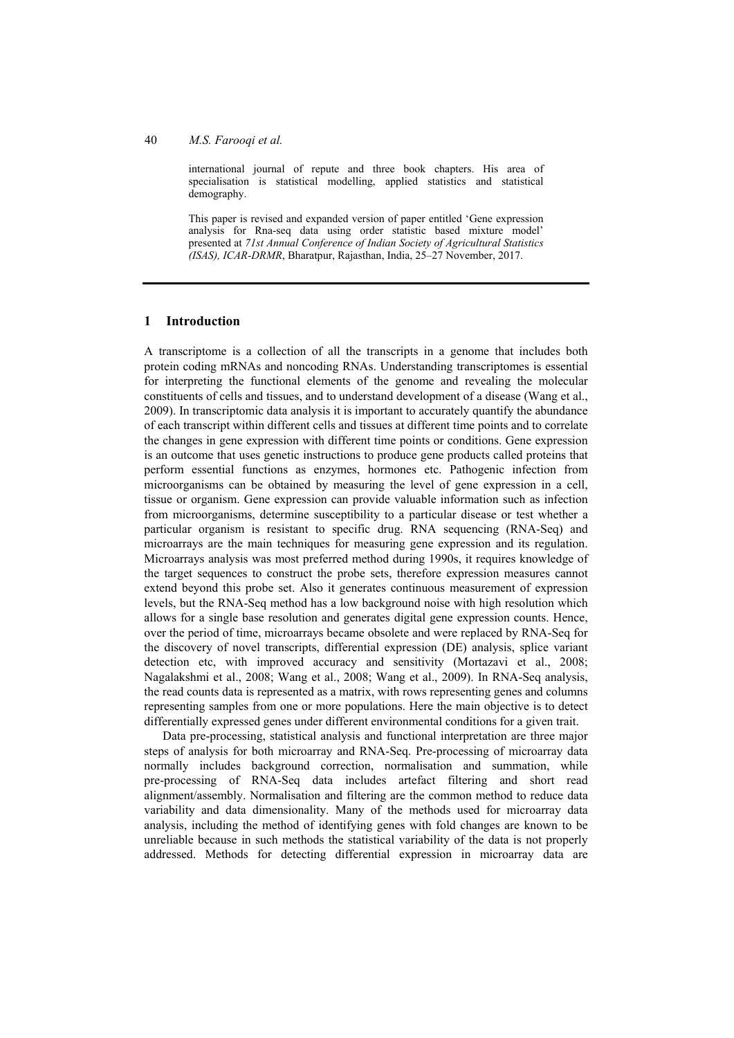international journal of repute and three book chapters. His area of specialisation is statistical modelling, applied statistics and statistical demography.

This paper is revised and expanded version of paper entitled 'Gene expression analysis for Rna-seq data using order statistic based mixture model' presented at *71st Annual Conference of Indian Society of Agricultural Statistics (ISAS), ICAR-DRMR*, Bharatpur, Rajasthan, India, 25–27 November, 2017.

## 1 Introduction

A transcriptome is a collection of all the transcripts in a genome that includes both protein coding mRNAs and noncoding RNAs. Understanding transcriptomes is essential for interpreting the functional elements of the genome and revealing the molecular constituents of cells and tissues, and to understand development of a disease (Wang et al., 2009). In transcriptomic data analysis it is important to accurately quantify the abundance of each transcript within different cells and tissues at different time points and to correlate the changes in gene expression with different time points or conditions. Gene expression is an outcome that uses genetic instructions to produce gene products called proteins that perform essential functions as enzymes, hormones etc. Pathogenic infection from microorganisms can be obtained by measuring the level of gene expression in a cell, tissue or organism. Gene expression can provide valuable information such as infection from microorganisms, determine susceptibility to a particular disease or test whether a particular organism is resistant to specific drug. RNA sequencing (RNA-Seq) and microarrays are the main techniques for measuring gene expression and its regulation. Microarrays analysis was most preferred method during 1990s, it requires knowledge of the target sequences to construct the probe sets, therefore expression measures cannot extend beyond this probe set. Also it generates continuous measurement of expression levels, but the RNA-Seq method has a low background noise with high resolution which allows for a single base resolution and generates digital gene expression counts. Hence, over the period of time, microarrays became obsolete and were replaced by RNA-Seq for the discovery of novel transcripts, differential expression (DE) analysis, splice variant detection etc, with improved accuracy and sensitivity (Mortazavi et al., 2008; Nagalakshmi et al., 2008; Wang et al., 2008; Wang et al., 2009). In RNA-Seq analysis, the read counts data is represented as a matrix, with rows representing genes and columns representing samples from one or more populations. Here the main objective is to detect differentially expressed genes under different environmental conditions for a given trait.

Data pre-processing, statistical analysis and functional interpretation are three major steps of analysis for both microarray and RNA-Seq. Pre-processing of microarray data normally includes background correction, normalisation and summation, while pre-processing of RNA-Seq data includes artefact filtering and short read alignment/assembly. Normalisation and filtering are the common method to reduce data variability and data dimensionality. Many of the methods used for microarray data analysis, including the method of identifying genes with fold changes are known to be unreliable because in such methods the statistical variability of the data is not properly addressed. Methods for detecting differential expression in microarray data are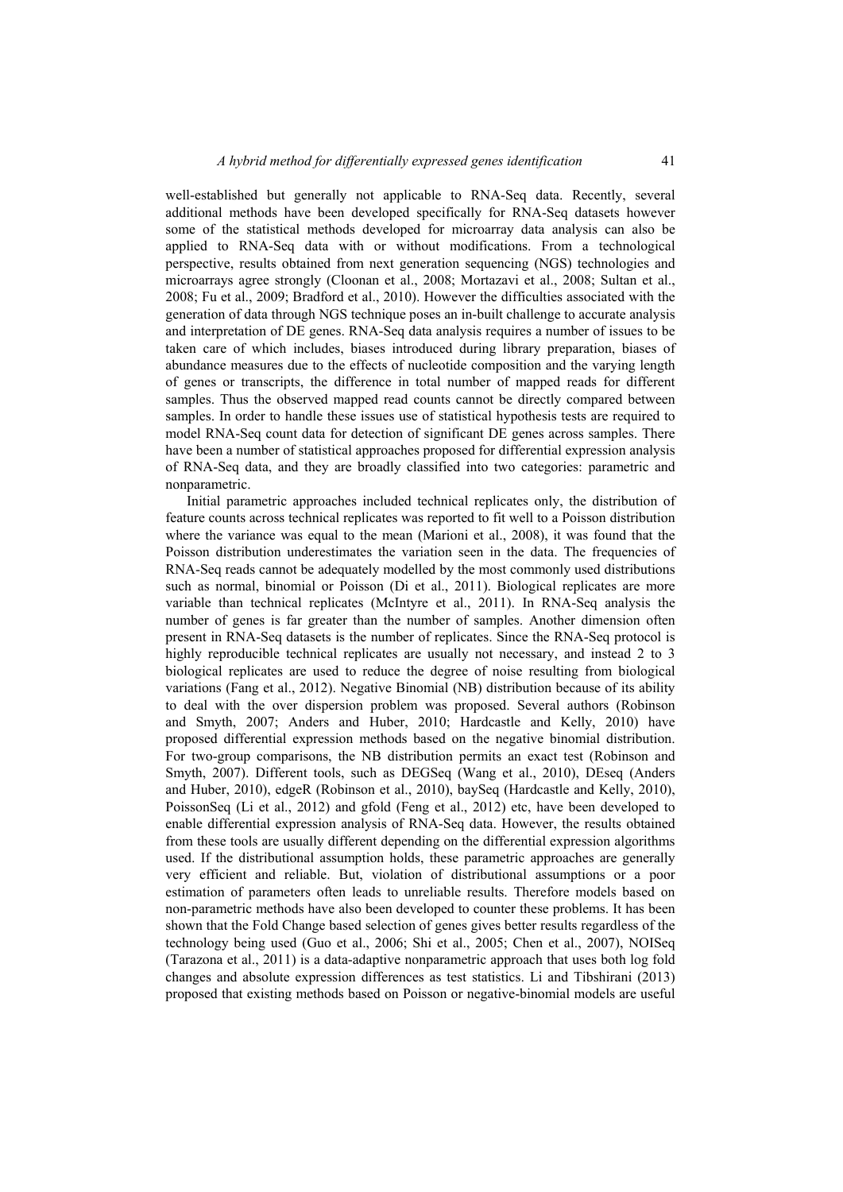well-established but generally not applicable to RNA-Seq data. Recently, several additional methods have been developed specifically for RNA-Seq datasets however some of the statistical methods developed for microarray data analysis can also be applied to RNA-Seq data with or without modifications. From a technological perspective, results obtained from next generation sequencing (NGS) technologies and microarrays agree strongly (Cloonan et al., 2008; Mortazavi et al., 2008; Sultan et al., 2008; Fu et al., 2009; Bradford et al., 2010). However the difficulties associated with the generation of data through NGS technique poses an in-built challenge to accurate analysis and interpretation of DE genes. RNA-Seq data analysis requires a number of issues to be taken care of which includes, biases introduced during library preparation, biases of abundance measures due to the effects of nucleotide composition and the varying length of genes or transcripts, the difference in total number of mapped reads for different samples. Thus the observed mapped read counts cannot be directly compared between samples. In order to handle these issues use of statistical hypothesis tests are required to model RNA-Seq count data for detection of significant DE genes across samples. There have been a number of statistical approaches proposed for differential expression analysis of RNA-Seq data, and they are broadly classified into two categories: parametric and nonparametric.

Initial parametric approaches included technical replicates only, the distribution of feature counts across technical replicates was reported to fit well to a Poisson distribution where the variance was equal to the mean (Marioni et al., 2008), it was found that the Poisson distribution underestimates the variation seen in the data. The frequencies of RNA-Seq reads cannot be adequately modelled by the most commonly used distributions such as normal, binomial or Poisson (Di et al., 2011). Biological replicates are more variable than technical replicates (McIntyre et al., 2011). In RNA-Seq analysis the number of genes is far greater than the number of samples. Another dimension often present in RNA-Seq datasets is the number of replicates. Since the RNA-Seq protocol is highly reproducible technical replicates are usually not necessary, and instead 2 to 3 biological replicates are used to reduce the degree of noise resulting from biological variations (Fang et al., 2012). Negative Binomial (NB) distribution because of its ability to deal with the over dispersion problem was proposed. Several authors (Robinson and Smyth, 2007; Anders and Huber, 2010; Hardcastle and Kelly, 2010) have proposed differential expression methods based on the negative binomial distribution. For two-group comparisons, the NB distribution permits an exact test (Robinson and Smyth, 2007). Different tools, such as DEGSeq (Wang et al., 2010), DEseq (Anders and Huber, 2010), edgeR (Robinson et al., 2010), baySeq (Hardcastle and Kelly, 2010), PoissonSeq (Li et al., 2012) and gfold (Feng et al., 2012) etc, have been developed to enable differential expression analysis of RNA-Seq data. However, the results obtained from these tools are usually different depending on the differential expression algorithms used. If the distributional assumption holds, these parametric approaches are generally very efficient and reliable. But, violation of distributional assumptions or a poor estimation of parameters often leads to unreliable results. Therefore models based on non-parametric methods have also been developed to counter these problems. It has been shown that the Fold Change based selection of genes gives better results regardless of the technology being used (Guo et al., 2006; Shi et al., 2005; Chen et al., 2007), NOISeq (Tarazona et al., 2011) is a data-adaptive nonparametric approach that uses both log fold changes and absolute expression differences as test statistics. Li and Tibshirani (2013) proposed that existing methods based on Poisson or negative-binomial models are useful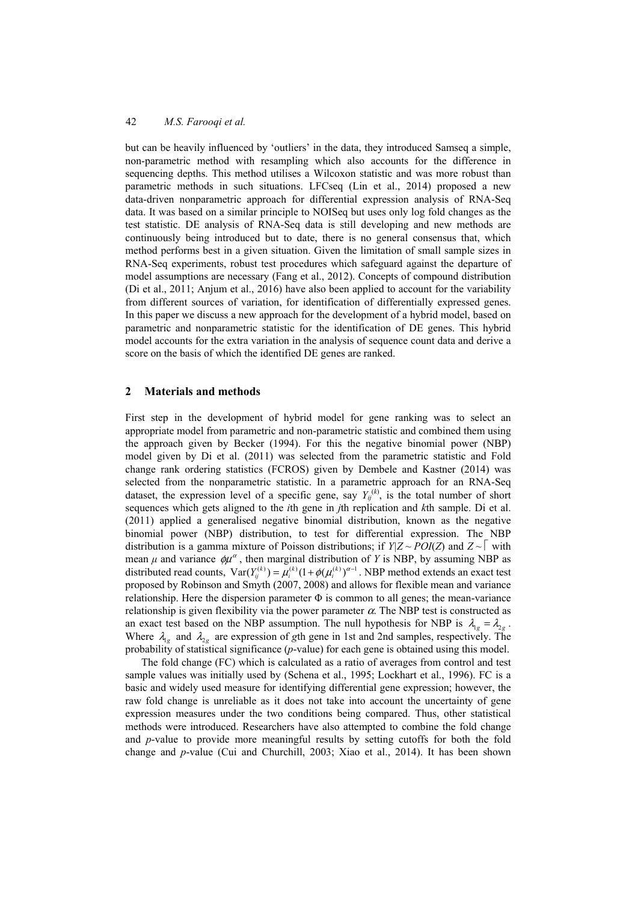but can be heavily influenced by 'outliers' in the data, they introduced Samseq a simple, non-parametric method with resampling which also accounts for the difference in sequencing depths. This method utilises a Wilcoxon statistic and was more robust than parametric methods in such situations. LFCseq (Lin et al., 2014) proposed a new data-driven nonparametric approach for differential expression analysis of RNA-Seq data. It was based on a similar principle to NOISeq but uses only log fold changes as the test statistic. DE analysis of RNA-Seq data is still developing and new methods are continuously being introduced but to date, there is no general consensus that, which method performs best in a given situation. Given the limitation of small sample sizes in RNA-Seq experiments, robust test procedures which safeguard against the departure of model assumptions are necessary (Fang et al., 2012). Concepts of compound distribution (Di et al., 2011; Anjum et al., 2016) have also been applied to account for the variability from different sources of variation, for identification of differentially expressed genes. In this paper we discuss a new approach for the development of a hybrid model, based on parametric and nonparametric statistic for the identification of DE genes. This hybrid model accounts for the extra variation in the analysis of sequence count data and derive a score on the basis of which the identified DE genes are ranked.

## 2 Materials and methods

First step in the development of hybrid model for gene ranking was to select an appropriate model from parametric and non-parametric statistic and combined them using the approach given by Becker (1994). For this the negative binomial power (NBP) model given by Di et al. (2011) was selected from the parametric statistic and Fold change rank ordering statistics (FCROS) given by Dembele and Kastner (2014) was selected from the nonparametric statistic. In a parametric approach for an RNA-Seq dataset, the expression level of a specific gene, say $Y_{ij}^{(k)}$, is the total number of short sequences which gets aligned to the *i*th gene in *j*th replication and *k*th sample. Di et al. (2011) applied a generalised negative binomial distribution, known as the negative binomial power (NBP) distribution, to test for differential expression. The NBP distribution is a gamma mixture of Poisson distributions; if $Y|Z \sim POI(Z)$ and $Z \sim \Gamma$ with mean $\mu$ and variance $\phi\mu^{\alpha}$, then marginal distribution of $Y$ is NBP, by assuming NBP as distributed read counts, $\mathrm{Var}(Y_{ij}^{(k)}) = \mu_i^{(k)}(1+\phi(\mu_i^{(k)})^{\alpha-1}$. NBP method extends an exact test proposed by Robinson and Smyth (2007, 2008) and allows for flexible mean and variance relationship. Here the dispersion parameter $\Phi$ is common to all genes; the mean-variance relationship is given flexibility via the power parameter $\alpha$. The NBP test is constructed as an exact test based on the NBP assumption. The null hypothesis for NBP is $\lambda_{1g} = \lambda_{2g}$. Where $\lambda_{1g}$ and $\lambda_{2g}$ are expression of *g*th gene in 1st and 2nd samples, respectively. The probability of statistical significance (*p*-value) for each gene is obtained using this model.

The fold change (FC) which is calculated as a ratio of averages from control and test sample values was initially used by (Schena et al., 1995; Lockhart et al., 1996). FC is a basic and widely used measure for identifying differential gene expression; however, the raw fold change is unreliable as it does not take into account the uncertainty of gene expression measures under the two conditions being compared. Thus, other statistical methods were introduced. Researchers have also attempted to combine the fold change and *p*-value to provide more meaningful results by setting cutoffs for both the fold change and *p*-value (Cui and Churchill, 2003; Xiao et al., 2014). It has been shown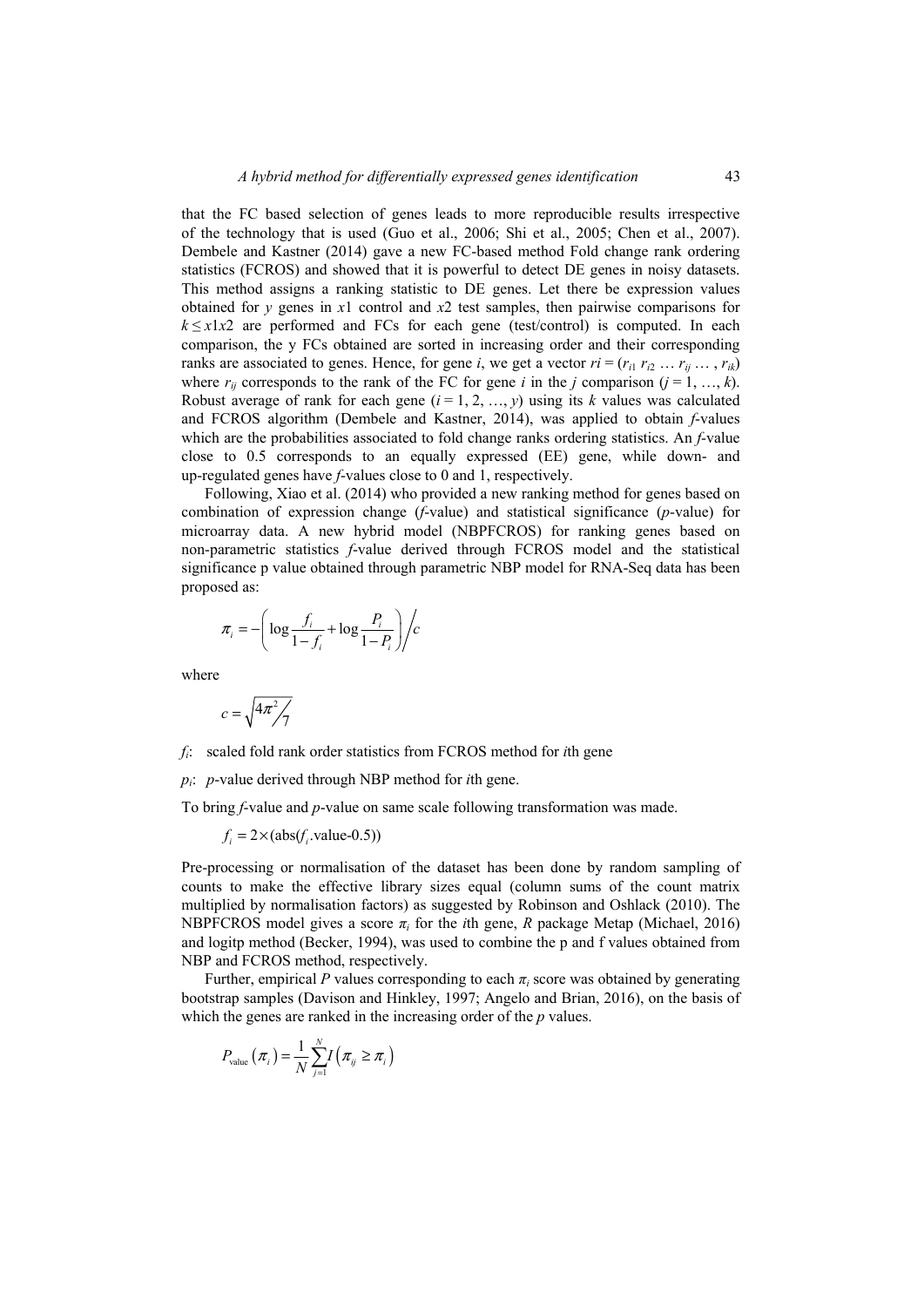that the FC based selection of genes leads to more reproducible results irrespective of the technology that is used (Guo et al., 2006; Shi et al., 2005; Chen et al., 2007). Dembele and Kastner (2014) gave a new FC-based method Fold change rank ordering statistics (FCROS) and showed that it is powerful to detect DE genes in noisy datasets. This method assigns a ranking statistic to DE genes. Let there be expression values obtained for *y* genes in *x*1 control and *x*2 test samples, then pairwise comparisons for $k \leq x1x2$ are performed and FCs for each gene (test/control) is computed. In each comparison, the y FCs obtained are sorted in increasing order and their corresponding ranks are associated to genes. Hence, for gene *i*, we get a vector $ri = (r_{i1}\ r_{i2}\ \ldots\ r_{ij}\ \ldots,\ r_{ik})$ where $r_{ij}$ corresponds to the rank of the FC for gene *i* in the *j* comparison ($j = 1, \ldots, k$). Robust average of rank for each gene ($i = 1, 2, \ldots, y$) using its *k* values was calculated and FCROS algorithm (Dembele and Kastner, 2014), was applied to obtain *f*-values which are the probabilities associated to fold change ranks ordering statistics. An *f*-value close to 0.5 corresponds to an equally expressed (EE) gene, while down- and up-regulated genes have *f*-values close to 0 and 1, respectively.

Following, Xiao et al. (2014) who provided a new ranking method for genes based on combination of expression change (*f*-value) and statistical significance (*p*-value) for microarray data. A new hybrid model (NBPFCROS) for ranking genes based on non-parametric statistics *f*-value derived through FCROS model and the statistical significance p value obtained through parametric NBP model for RNA-Seq data has been proposed as:

$$\pi_i = -\left( \log \frac{f_i}{1 - f_i} + \log \frac{P_i}{1 - P_i} \right) \Big/ c$$

where

$$c = \sqrt{4\pi^2 / 7}$$

$f_i$: scaled fold rank order statistics from FCROS method for *i*th gene

$p_i$: *p*-value derived through NBP method for *i*th gene.

To bring *f*-value and *p*-value on same scale following transformation was made.

$$f_i = 2 \times (\text{abs}(f_i.\text{value-0.5}))$$

Pre-processing or normalisation of the dataset has been done by random sampling of counts to make the effective library sizes equal (column sums of the count matrix multiplied by normalisation factors) as suggested by Robinson and Oshlack (2010). The NBPFCROS model gives a score $\pi_i$ for the *i*th gene, *R* package Metap (Michael, 2016) and logitp method (Becker, 1994), was used to combine the p and f values obtained from NBP and FCROS method, respectively.

Further, empirical *P* values corresponding to each $\pi_i$ score was obtained by generating bootstrap samples (Davison and Hinkley, 1997; Angelo and Brian, 2016), on the basis of which the genes are ranked in the increasing order of the *p* values.

$$P_{\text{value}}(\pi_i) = \frac{1}{N} \sum_{j=1}^{N} I(\pi_{ij} \geq \pi_i)$$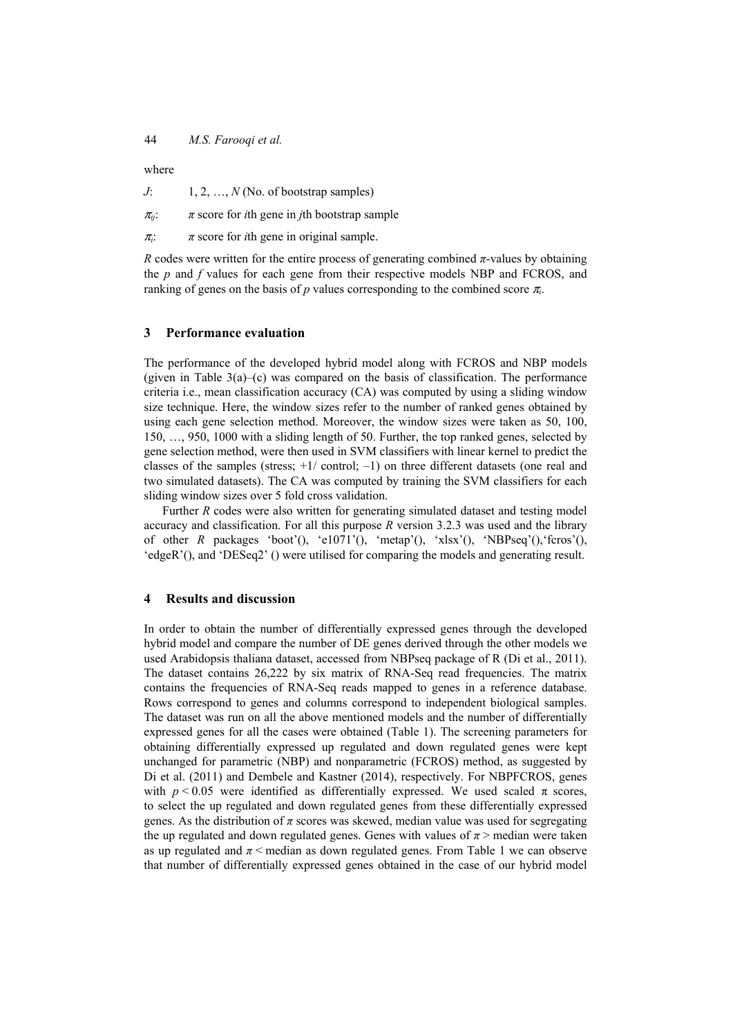where

$J$: 1, 2, …, $N$ (No. of bootstrap samples)

$\pi_{ij}$: $\pi$ score for $i$th gene in $j$th bootstrap sample

$\pi_i$: $\pi$ score for $i$th gene in original sample.

*R* codes were written for the entire process of generating combined $\pi$-values by obtaining the $p$ and $f$ values for each gene from their respective models NBP and FCROS, and ranking of genes on the basis of $p$ values corresponding to the combined score $\pi_i$.

## 3 Performance evaluation

The performance of the developed hybrid model along with FCROS and NBP models (given in Table 3(a)–(c) was compared on the basis of classification. The performance criteria i.e., mean classification accuracy (CA) was computed by using a sliding window size technique. Here, the window sizes refer to the number of ranked genes obtained by using each gene selection method. Moreover, the window sizes were taken as 50, 100, 150, …, 950, 1000 with a sliding length of 50. Further, the top ranked genes, selected by gene selection method, were then used in SVM classifiers with linear kernel to predict the classes of the samples (stress; +1/ control; –1) on three different datasets (one real and two simulated datasets). The CA was computed by training the SVM classifiers for each sliding window sizes over 5 fold cross validation.

Further *R* codes were also written for generating simulated dataset and testing model accuracy and classification. For all this purpose *R* version 3.2.3 was used and the library of other *R* packages 'boot'(), 'e1071'(), 'metap'(), 'xlsx'(), 'NBPseq'(),'fcros'(), 'edgeR'(), and 'DESeq2' () were utilised for comparing the models and generating result.

## 4 Results and discussion

In order to obtain the number of differentially expressed genes through the developed hybrid model and compare the number of DE genes derived through the other models we used Arabidopsis thaliana dataset, accessed from NBPseq package of R (Di et al., 2011). The dataset contains 26,222 by six matrix of RNA-Seq read frequencies. The matrix contains the frequencies of RNA-Seq reads mapped to genes in a reference database. Rows correspond to genes and columns correspond to independent biological samples. The dataset was run on all the above mentioned models and the number of differentially expressed genes for all the cases were obtained (Table 1). The screening parameters for obtaining differentially expressed up regulated and down regulated genes were kept unchanged for parametric (NBP) and nonparametric (FCROS) method, as suggested by Di et al. (2011) and Dembele and Kastner (2014), respectively. For NBPFCROS, genes with $p < 0.05$ were identified as differentially expressed. We used scaled $\pi$ scores, to select the up regulated and down regulated genes from these differentially expressed genes. As the distribution of $\pi$ scores was skewed, median value was used for segregating the up regulated and down regulated genes. Genes with values of $\pi >$ median were taken as up regulated and $\pi <$ median as down regulated genes. From Table 1 we can observe that number of differentially expressed genes obtained in the case of our hybrid model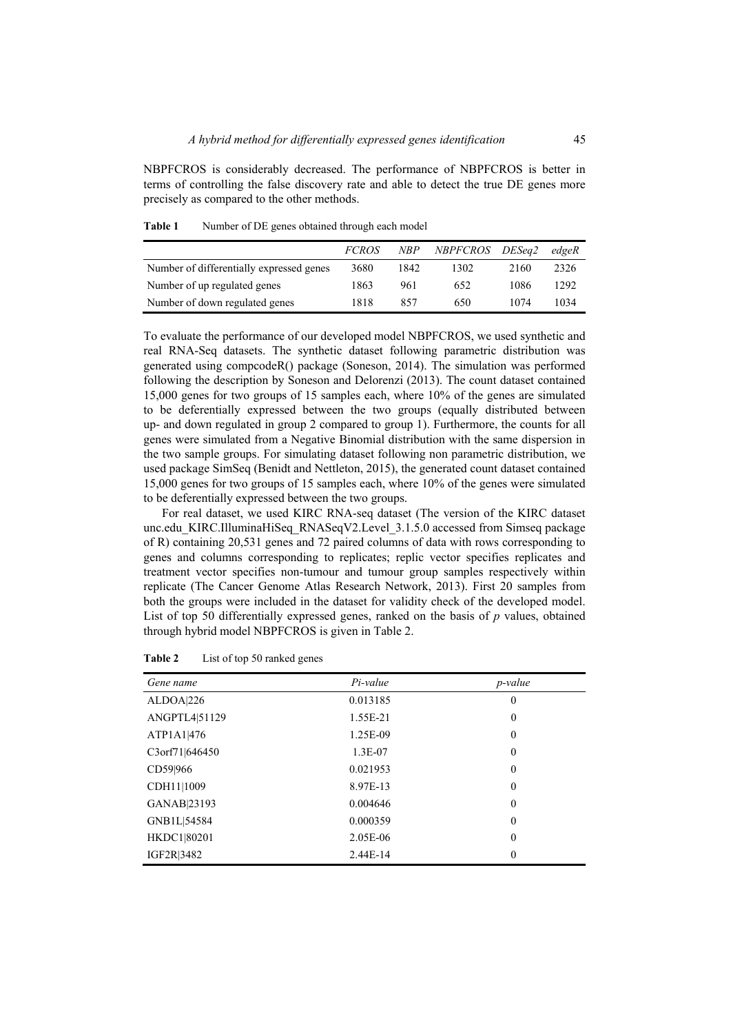NBPFCROS is considerably decreased. The performance of NBPFCROS is better in terms of controlling the false discovery rate and able to detect the true DE genes more precisely as compared to the other methods.

**Table 1** Number of DE genes obtained through each model

| | *FCROS* | *NBP* | *NBPFCROS* | *DESeq2* | *edgeR* |
|---|---|---|---|---|---|
| Number of differentially expressed genes | 3680 | 1842 | 1302 | 2160 | 2326 |
| Number of up regulated genes | 1863 | 961 | 652 | 1086 | 1292 |
| Number of down regulated genes | 1818 | 857 | 650 | 1074 | 1034 |

To evaluate the performance of our developed model NBPFCROS, we used synthetic and real RNA-Seq datasets. The synthetic dataset following parametric distribution was generated using compcodeR() package (Soneson, 2014). The simulation was performed following the description by Soneson and Delorenzi (2013). The count dataset contained 15,000 genes for two groups of 15 samples each, where 10% of the genes are simulated to be deferentially expressed between the two groups (equally distributed between up- and down regulated in group 2 compared to group 1). Furthermore, the counts for all genes were simulated from a Negative Binomial distribution with the same dispersion in the two sample groups. For simulating dataset following non parametric distribution, we used package SimSeq (Benidt and Nettleton, 2015), the generated count dataset contained 15,000 genes for two groups of 15 samples each, where 10% of the genes were simulated to be deferentially expressed between the two groups.

For real dataset, we used KIRC RNA-seq dataset (The version of the KIRC dataset unc.edu_KIRC.IlluminaHiSeq_RNASeqV2.Level_3.1.5.0 accessed from Simseq package of R) containing 20,531 genes and 72 paired columns of data with rows corresponding to genes and columns corresponding to replicates; replic vector specifies replicates and treatment vector specifies non-tumour and tumour group samples respectively within replicate (The Cancer Genome Atlas Research Network, 2013). First 20 samples from both the groups were included in the dataset for validity check of the developed model. List of top 50 differentially expressed genes, ranked on the basis of *p* values, obtained through hybrid model NBPFCROS is given in Table 2.

**Table 2** List of top 50 ranked genes

| *Gene name* | *Pi-value* | *p-value* |
|---|---|---|
| ALDOA\|226 | 0.013185 | 0 |
| ANGPTL4\|51129 | 1.55E-21 | 0 |
| ATP1A1\|476 | 1.25E-09 | 0 |
| C3orf71\|646450 | 1.3E-07 | 0 |
| CD59\|966 | 0.021953 | 0 |
| CDH11\|1009 | 8.97E-13 | 0 |
| GANAB\|23193 | 0.004646 | 0 |
| GNB1L\|54584 | 0.000359 | 0 |
| HKDC1\|80201 | 2.05E-06 | 0 |
| IGF2R\|3482 | 2.44E-14 | 0 |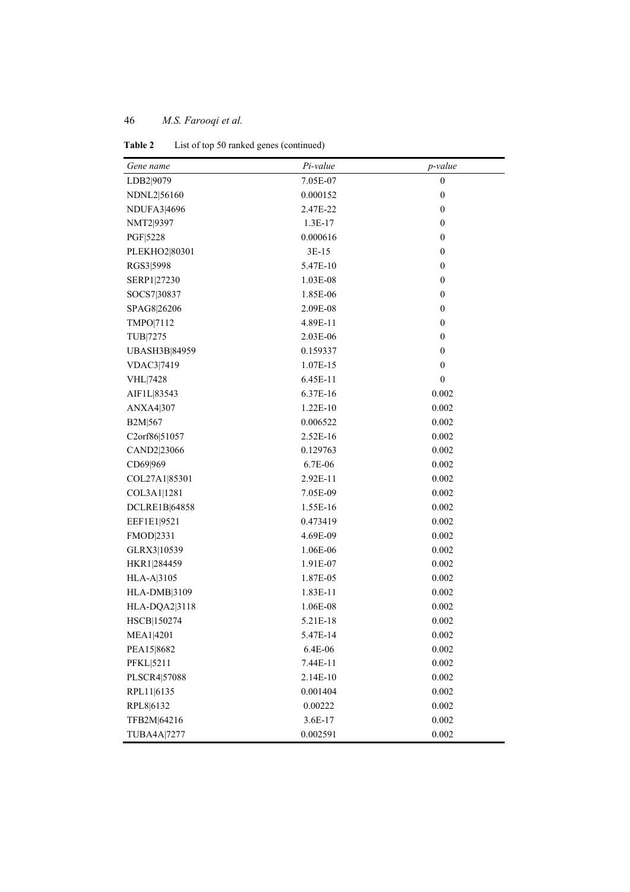**Table 2** List of top 50 ranked genes (continued)

| *Gene name* | *Pi-value* | *p-value* |
|---|---|---|
| LDB2\|9079 | 7.05E-07 | 0 |
| NDNL2\|56160 | 0.000152 | 0 |
| NDUFA3\|4696 | 2.47E-22 | 0 |
| NMT2\|9397 | 1.3E-17 | 0 |
| PGF\|5228 | 0.000616 | 0 |
| PLEKHO2\|80301 | 3E-15 | 0 |
| RGS3\|5998 | 5.47E-10 | 0 |
| SERP1\|27230 | 1.03E-08 | 0 |
| SOCS7\|30837 | 1.85E-06 | 0 |
| SPAG8\|26206 | 2.09E-08 | 0 |
| TMPO\|7112 | 4.89E-11 | 0 |
| TUB\|7275 | 2.03E-06 | 0 |
| UBASH3B\|84959 | 0.159337 | 0 |
| VDAC3\|7419 | 1.07E-15 | 0 |
| VHL\|7428 | 6.45E-11 | 0 |
| AIF1L\|83543 | 6.37E-16 | 0.002 |
| ANXA4\|307 | 1.22E-10 | 0.002 |
| B2M\|567 | 0.006522 | 0.002 |
| C2orf86\|51057 | 2.52E-16 | 0.002 |
| CAND2\|23066 | 0.129763 | 0.002 |
| CD69\|969 | 6.7E-06 | 0.002 |
| COL27A1\|85301 | 2.92E-11 | 0.002 |
| COL3A1\|1281 | 7.05E-09 | 0.002 |
| DCLRE1B\|64858 | 1.55E-16 | 0.002 |
| EEF1E1\|9521 | 0.473419 | 0.002 |
| FMOD\|2331 | 4.69E-09 | 0.002 |
| GLRX3\|10539 | 1.06E-06 | 0.002 |
| HKR1\|284459 | 1.91E-07 | 0.002 |
| HLA-A\|3105 | 1.87E-05 | 0.002 |
| HLA-DMB\|3109 | 1.83E-11 | 0.002 |
| HLA-DQA2\|3118 | 1.06E-08 | 0.002 |
| HSCB\|150274 | 5.21E-18 | 0.002 |
| MEA1\|4201 | 5.47E-14 | 0.002 |
| PEA15\|8682 | 6.4E-06 | 0.002 |
| PFKL\|5211 | 7.44E-11 | 0.002 |
| PLSCR4\|57088 | 2.14E-10 | 0.002 |
| RPL11\|6135 | 0.001404 | 0.002 |
| RPL8\|6132 | 0.00222 | 0.002 |
| TFB2M\|64216 | 3.6E-17 | 0.002 |
| TUBA4A\|7277 | 0.002591 | 0.002 |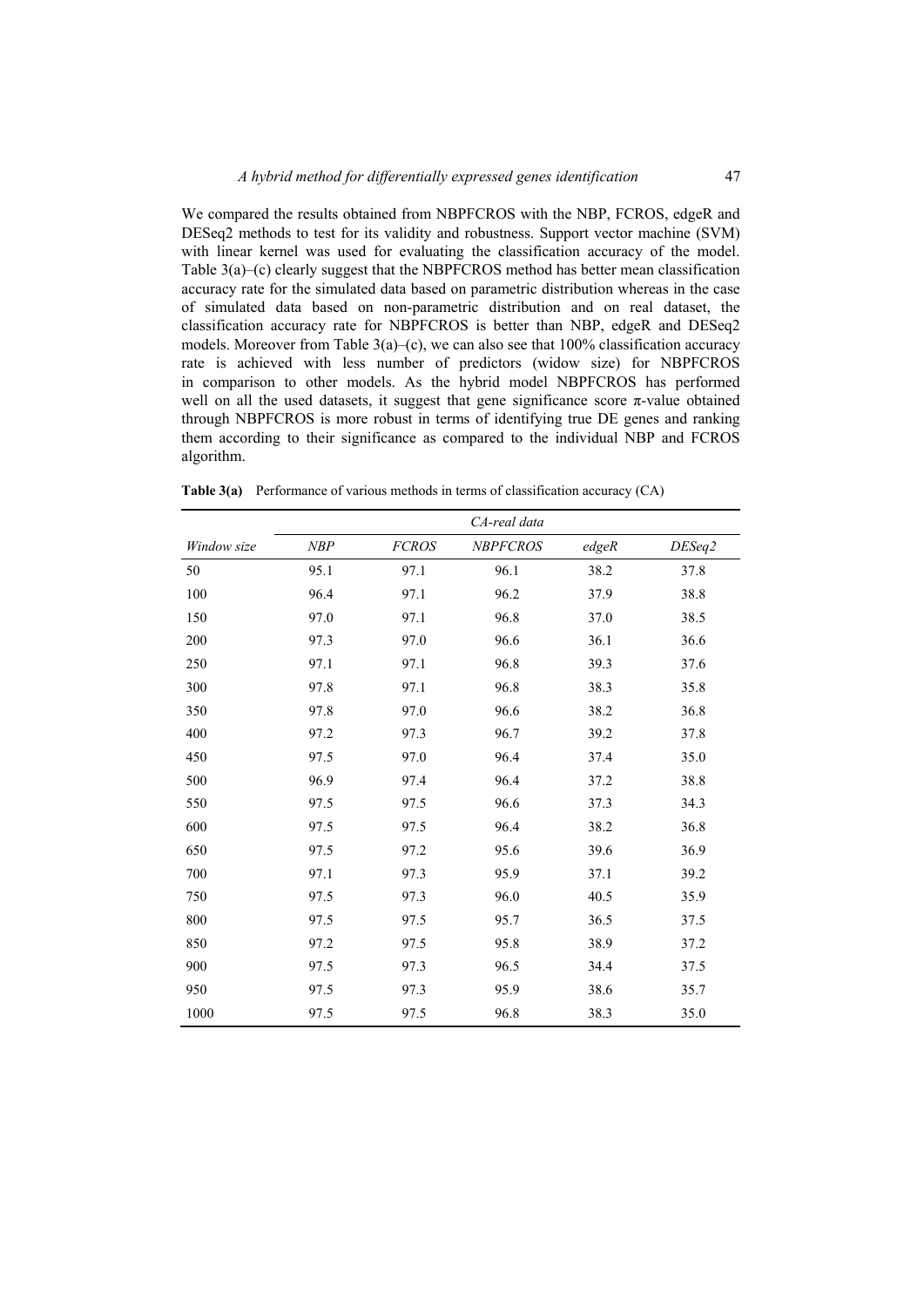We compared the results obtained from NBPFCROS with the NBP, FCROS, edgeR and DESeq2 methods to test for its validity and robustness. Support vector machine (SVM) with linear kernel was used for evaluating the classification accuracy of the model. Table 3(a)–(c) clearly suggest that the NBPFCROS method has better mean classification accuracy rate for the simulated data based on parametric distribution whereas in the case of simulated data based on non-parametric distribution and on real dataset, the classification accuracy rate for NBPFCROS is better than NBP, edgeR and DESeq2 models. Moreover from Table 3(a)–(c), we can also see that 100% classification accuracy rate is achieved with less number of predictors (widow size) for NBPFCROS in comparison to other models. As the hybrid model NBPFCROS has performed well on all the used datasets, it suggest that gene significance score π-value obtained through NBPFCROS is more robust in terms of identifying true DE genes and ranking them according to their significance as compared to the individual NBP and FCROS algorithm.

**Table 3(a)** Performance of various methods in terms of classification accuracy (CA)

| | *CA-real data* | | | | |
|---|---|---|---|---|---|
| *Window size* | *NBP* | *FCROS* | *NBPFCROS* | *edgeR* | *DESeq2* |
| 50 | 95.1 | 97.1 | 96.1 | 38.2 | 37.8 |
| 100 | 96.4 | 97.1 | 96.2 | 37.9 | 38.8 |
| 150 | 97.0 | 97.1 | 96.8 | 37.0 | 38.5 |
| 200 | 97.3 | 97.0 | 96.6 | 36.1 | 36.6 |
| 250 | 97.1 | 97.1 | 96.8 | 39.3 | 37.6 |
| 300 | 97.8 | 97.1 | 96.8 | 38.3 | 35.8 |
| 350 | 97.8 | 97.0 | 96.6 | 38.2 | 36.8 |
| 400 | 97.2 | 97.3 | 96.7 | 39.2 | 37.8 |
| 450 | 97.5 | 97.0 | 96.4 | 37.4 | 35.0 |
| 500 | 96.9 | 97.4 | 96.4 | 37.2 | 38.8 |
| 550 | 97.5 | 97.5 | 96.6 | 37.3 | 34.3 |
| 600 | 97.5 | 97.5 | 96.4 | 38.2 | 36.8 |
| 650 | 97.5 | 97.2 | 95.6 | 39.6 | 36.9 |
| 700 | 97.1 | 97.3 | 95.9 | 37.1 | 39.2 |
| 750 | 97.5 | 97.3 | 96.0 | 40.5 | 35.9 |
| 800 | 97.5 | 97.5 | 95.7 | 36.5 | 37.5 |
| 850 | 97.2 | 97.5 | 95.8 | 38.9 | 37.2 |
| 900 | 97.5 | 97.3 | 96.5 | 34.4 | 37.5 |
| 950 | 97.5 | 97.3 | 95.9 | 38.6 | 35.7 |
| 1000 | 97.5 | 97.5 | 96.8 | 38.3 | 35.0 |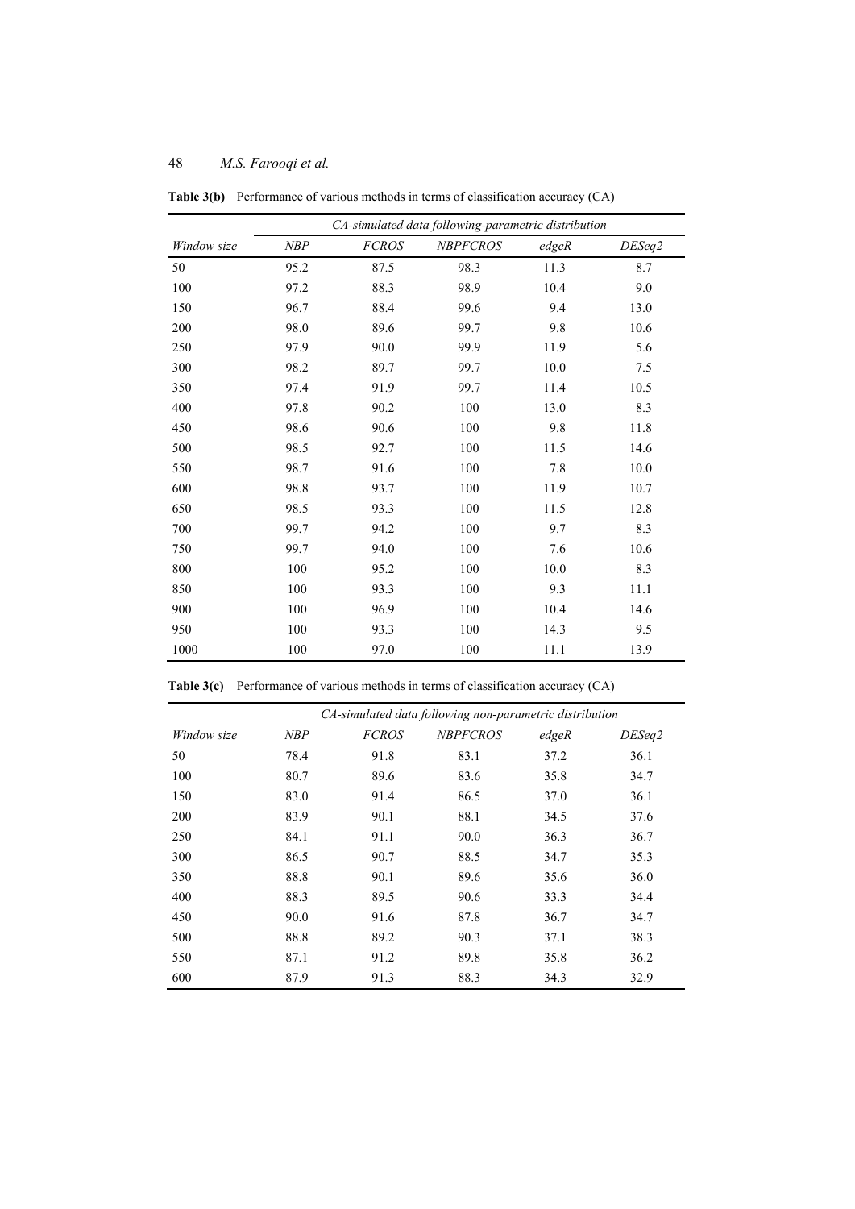**Table 3(b)** Performance of various methods in terms of classification accuracy (CA)

| | *CA-simulated data following-parametric distribution* | | | | |
|---|---|---|---|---|---|
| *Window size* | *NBP* | *FCROS* | *NBPFCROS* | *edgeR* | *DESeq2* |
| 50 | 95.2 | 87.5 | 98.3 | 11.3 | 8.7 |
| 100 | 97.2 | 88.3 | 98.9 | 10.4 | 9.0 |
| 150 | 96.7 | 88.4 | 99.6 | 9.4 | 13.0 |
| 200 | 98.0 | 89.6 | 99.7 | 9.8 | 10.6 |
| 250 | 97.9 | 90.0 | 99.9 | 11.9 | 5.6 |
| 300 | 98.2 | 89.7 | 99.7 | 10.0 | 7.5 |
| 350 | 97.4 | 91.9 | 99.7 | 11.4 | 10.5 |
| 400 | 97.8 | 90.2 | 100 | 13.0 | 8.3 |
| 450 | 98.6 | 90.6 | 100 | 9.8 | 11.8 |
| 500 | 98.5 | 92.7 | 100 | 11.5 | 14.6 |
| 550 | 98.7 | 91.6 | 100 | 7.8 | 10.0 |
| 600 | 98.8 | 93.7 | 100 | 11.9 | 10.7 |
| 650 | 98.5 | 93.3 | 100 | 11.5 | 12.8 |
| 700 | 99.7 | 94.2 | 100 | 9.7 | 8.3 |
| 750 | 99.7 | 94.0 | 100 | 7.6 | 10.6 |
| 800 | 100 | 95.2 | 100 | 10.0 | 8.3 |
| 850 | 100 | 93.3 | 100 | 9.3 | 11.1 |
| 900 | 100 | 96.9 | 100 | 10.4 | 14.6 |
| 950 | 100 | 93.3 | 100 | 14.3 | 9.5 |
| 1000 | 100 | 97.0 | 100 | 11.1 | 13.9 |

**Table 3(c)** Performance of various methods in terms of classification accuracy (CA)

| | *CA-simulated data following non-parametric distribution* | | | | |
|---|---|---|---|---|---|
| *Window size* | *NBP* | *FCROS* | *NBPFCROS* | *edgeR* | *DESeq2* |
| 50 | 78.4 | 91.8 | 83.1 | 37.2 | 36.1 |
| 100 | 80.7 | 89.6 | 83.6 | 35.8 | 34.7 |
| 150 | 83.0 | 91.4 | 86.5 | 37.0 | 36.1 |
| 200 | 83.9 | 90.1 | 88.1 | 34.5 | 37.6 |
| 250 | 84.1 | 91.1 | 90.0 | 36.3 | 36.7 |
| 300 | 86.5 | 90.7 | 88.5 | 34.7 | 35.3 |
| 350 | 88.8 | 90.1 | 89.6 | 35.6 | 36.0 |
| 400 | 88.3 | 89.5 | 90.6 | 33.3 | 34.4 |
| 450 | 90.0 | 91.6 | 87.8 | 36.7 | 34.7 |
| 500 | 88.8 | 89.2 | 90.3 | 37.1 | 38.3 |
| 550 | 87.1 | 91.2 | 89.8 | 35.8 | 36.2 |
| 600 | 87.9 | 91.3 | 88.3 | 34.3 | 32.9 |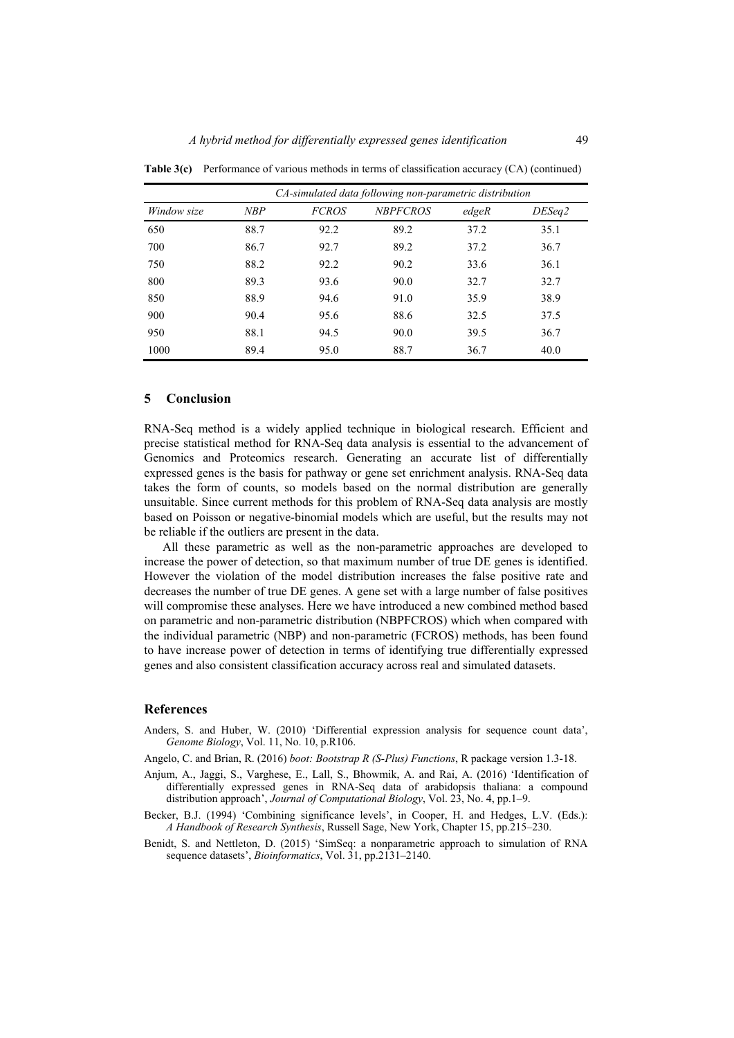**Table 3(c)** Performance of various methods in terms of classification accuracy (CA) (continued)

| | *CA-simulated data following non-parametric distribution* | | | | |
|---|---|---|---|---|---|
| *Window size* | *NBP* | *FCROS* | *NBPFCROS* | *edgeR* | *DESeq2* |
| 650 | 88.7 | 92.2 | 89.2 | 37.2 | 35.1 |
| 700 | 86.7 | 92.7 | 89.2 | 37.2 | 36.7 |
| 750 | 88.2 | 92.2 | 90.2 | 33.6 | 36.1 |
| 800 | 89.3 | 93.6 | 90.0 | 32.7 | 32.7 |
| 850 | 88.9 | 94.6 | 91.0 | 35.9 | 38.9 |
| 900 | 90.4 | 95.6 | 88.6 | 32.5 | 37.5 |
| 950 | 88.1 | 94.5 | 90.0 | 39.5 | 36.7 |
| 1000 | 89.4 | 95.0 | 88.7 | 36.7 | 40.0 |

## 5 Conclusion

RNA-Seq method is a widely applied technique in biological research. Efficient and precise statistical method for RNA-Seq data analysis is essential to the advancement of Genomics and Proteomics research. Generating an accurate list of differentially expressed genes is the basis for pathway or gene set enrichment analysis. RNA-Seq data takes the form of counts, so models based on the normal distribution are generally unsuitable. Since current methods for this problem of RNA-Seq data analysis are mostly based on Poisson or negative-binomial models which are useful, but the results may not be reliable if the outliers are present in the data.

All these parametric as well as the non-parametric approaches are developed to increase the power of detection, so that maximum number of true DE genes is identified. However the violation of the model distribution increases the false positive rate and decreases the number of true DE genes. A gene set with a large number of false positives will compromise these analyses. Here we have introduced a new combined method based on parametric and non-parametric distribution (NBPFCROS) which when compared with the individual parametric (NBP) and non-parametric (FCROS) methods, has been found to have increase power of detection in terms of identifying true differentially expressed genes and also consistent classification accuracy across real and simulated datasets.

## References

Anders, S. and Huber, W. (2010) 'Differential expression analysis for sequence count data', *Genome Biology*, Vol. 11, No. 10, p.R106.

Angelo, C. and Brian, R. (2016) *boot: Bootstrap R (S-Plus) Functions*, R package version 1.3-18.

Anjum, A., Jaggi, S., Varghese, E., Lall, S., Bhowmik, A. and Rai, A. (2016) 'Identification of differentially expressed genes in RNA-Seq data of arabidopsis thaliana: a compound distribution approach', *Journal of Computational Biology*, Vol. 23, No. 4, pp.1–9.

Becker, B.J. (1994) 'Combining significance levels', in Cooper, H. and Hedges, L.V. (Eds.): *A Handbook of Research Synthesis*, Russell Sage, New York, Chapter 15, pp.215–230.

Benidt, S. and Nettleton, D. (2015) 'SimSeq: a nonparametric approach to simulation of RNA sequence datasets', *Bioinformatics*, Vol. 31, pp.2131–2140.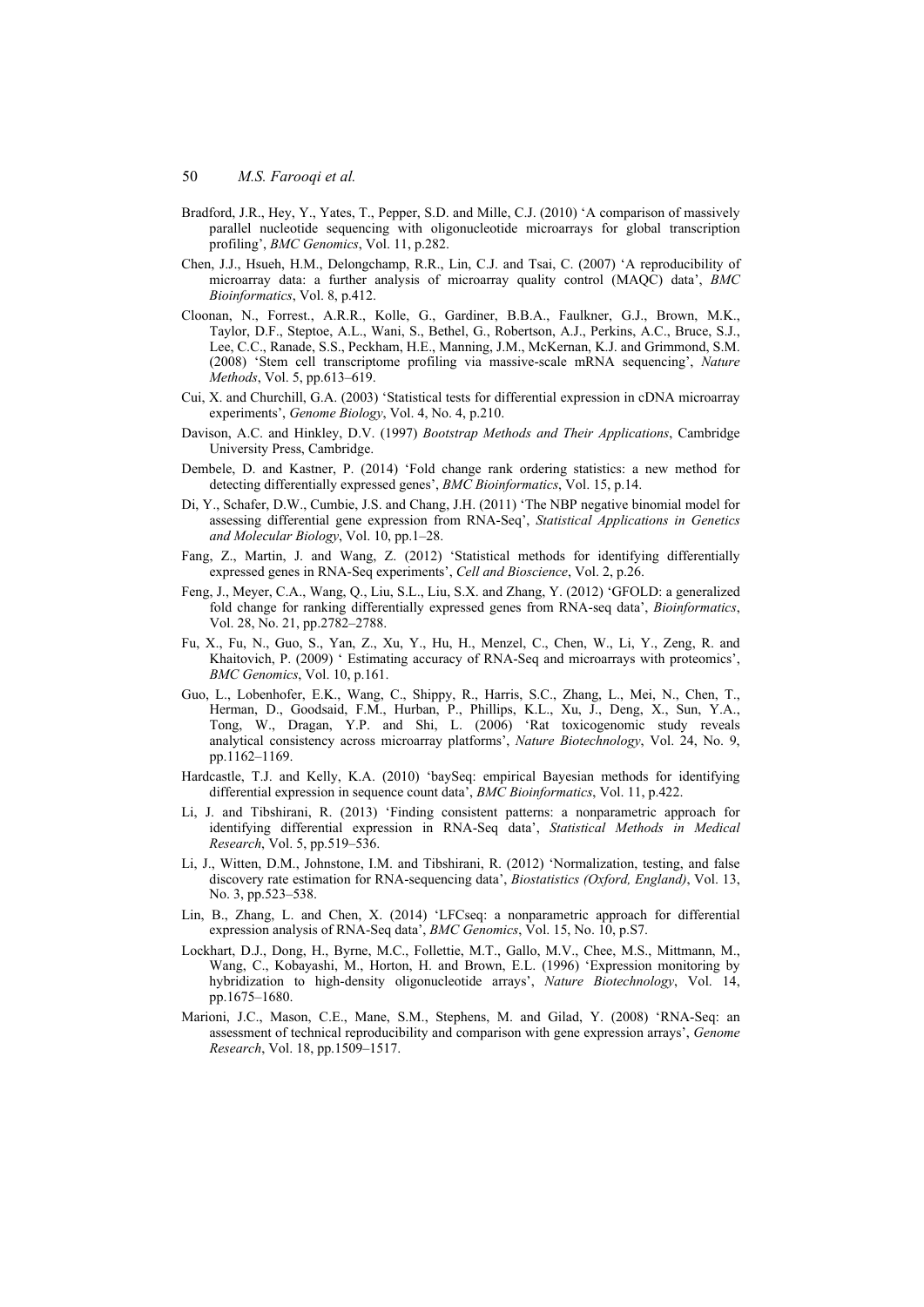Bradford, J.R., Hey, Y., Yates, T., Pepper, S.D. and Mille, C.J. (2010) 'A comparison of massively parallel nucleotide sequencing with oligonucleotide microarrays for global transcription profiling', *BMC Genomics*, Vol. 11, p.282.

Chen, J.J., Hsueh, H.M., Delongchamp, R.R., Lin, C.J. and Tsai, C. (2007) 'A reproducibility of microarray data: a further analysis of microarray quality control (MAQC) data', *BMC Bioinformatics*, Vol. 8, p.412.

Cloonan, N., Forrest., A.R.R., Kolle, G., Gardiner, B.B.A., Faulkner, G.J., Brown, M.K., Taylor, D.F., Steptoe, A.L., Wani, S., Bethel, G., Robertson, A.J., Perkins, A.C., Bruce, S.J., Lee, C.C., Ranade, S.S., Peckham, H.E., Manning, J.M., McKernan, K.J. and Grimmond, S.M. (2008) 'Stem cell transcriptome profiling via massive-scale mRNA sequencing', *Nature Methods*, Vol. 5, pp.613–619.

Cui, X. and Churchill, G.A. (2003) 'Statistical tests for differential expression in cDNA microarray experiments', *Genome Biology*, Vol. 4, No. 4, p.210.

Davison, A.C. and Hinkley, D.V. (1997) *Bootstrap Methods and Their Applications*, Cambridge University Press, Cambridge.

Dembele, D. and Kastner, P. (2014) 'Fold change rank ordering statistics: a new method for detecting differentially expressed genes', *BMC Bioinformatics*, Vol. 15, p.14.

Di, Y., Schafer, D.W., Cumbie, J.S. and Chang, J.H. (2011) 'The NBP negative binomial model for assessing differential gene expression from RNA-Seq', *Statistical Applications in Genetics and Molecular Biology*, Vol. 10, pp.1–28.

Fang, Z., Martin, J. and Wang, Z. (2012) 'Statistical methods for identifying differentially expressed genes in RNA-Seq experiments', *Cell and Bioscience*, Vol. 2, p.26.

Feng, J., Meyer, C.A., Wang, Q., Liu, S.L., Liu, S.X. and Zhang, Y. (2012) 'GFOLD: a generalized fold change for ranking differentially expressed genes from RNA-seq data', *Bioinformatics*, Vol. 28, No. 21, pp.2782–2788.

Fu, X., Fu, N., Guo, S., Yan, Z., Xu, Y., Hu, H., Menzel, C., Chen, W., Li, Y., Zeng, R. and Khaitovich, P. (2009) ' Estimating accuracy of RNA-Seq and microarrays with proteomics', *BMC Genomics*, Vol. 10, p.161.

Guo, L., Lobenhofer, E.K., Wang, C., Shippy, R., Harris, S.C., Zhang, L., Mei, N., Chen, T., Herman, D., Goodsaid, F.M., Hurban, P., Phillips, K.L., Xu, J., Deng, X., Sun, Y.A., Tong, W., Dragan, Y.P. and Shi, L. (2006) 'Rat toxicogenomic study reveals analytical consistency across microarray platforms', *Nature Biotechnology*, Vol. 24, No. 9, pp.1162–1169.

Hardcastle, T.J. and Kelly, K.A. (2010) 'baySeq: empirical Bayesian methods for identifying differential expression in sequence count data', *BMC Bioinformatics*, Vol. 11, p.422.

Li, J. and Tibshirani, R. (2013) 'Finding consistent patterns: a nonparametric approach for identifying differential expression in RNA-Seq data', *Statistical Methods in Medical Research*, Vol. 5, pp.519–536.

Li, J., Witten, D.M., Johnstone, I.M. and Tibshirani, R. (2012) 'Normalization, testing, and false discovery rate estimation for RNA-sequencing data', *Biostatistics (Oxford, England)*, Vol. 13, No. 3, pp.523–538.

Lin, B., Zhang, L. and Chen, X. (2014) 'LFCseq: a nonparametric approach for differential expression analysis of RNA-Seq data', *BMC Genomics*, Vol. 15, No. 10, p.S7.

Lockhart, D.J., Dong, H., Byrne, M.C., Follettie, M.T., Gallo, M.V., Chee, M.S., Mittmann, M., Wang, C., Kobayashi, M., Horton, H. and Brown, E.L. (1996) 'Expression monitoring by hybridization to high-density oligonucleotide arrays', *Nature Biotechnology*, Vol. 14, pp.1675–1680.

Marioni, J.C., Mason, C.E., Mane, S.M., Stephens, M. and Gilad, Y. (2008) 'RNA-Seq: an assessment of technical reproducibility and comparison with gene expression arrays', *Genome Research*, Vol. 18, pp.1509–1517.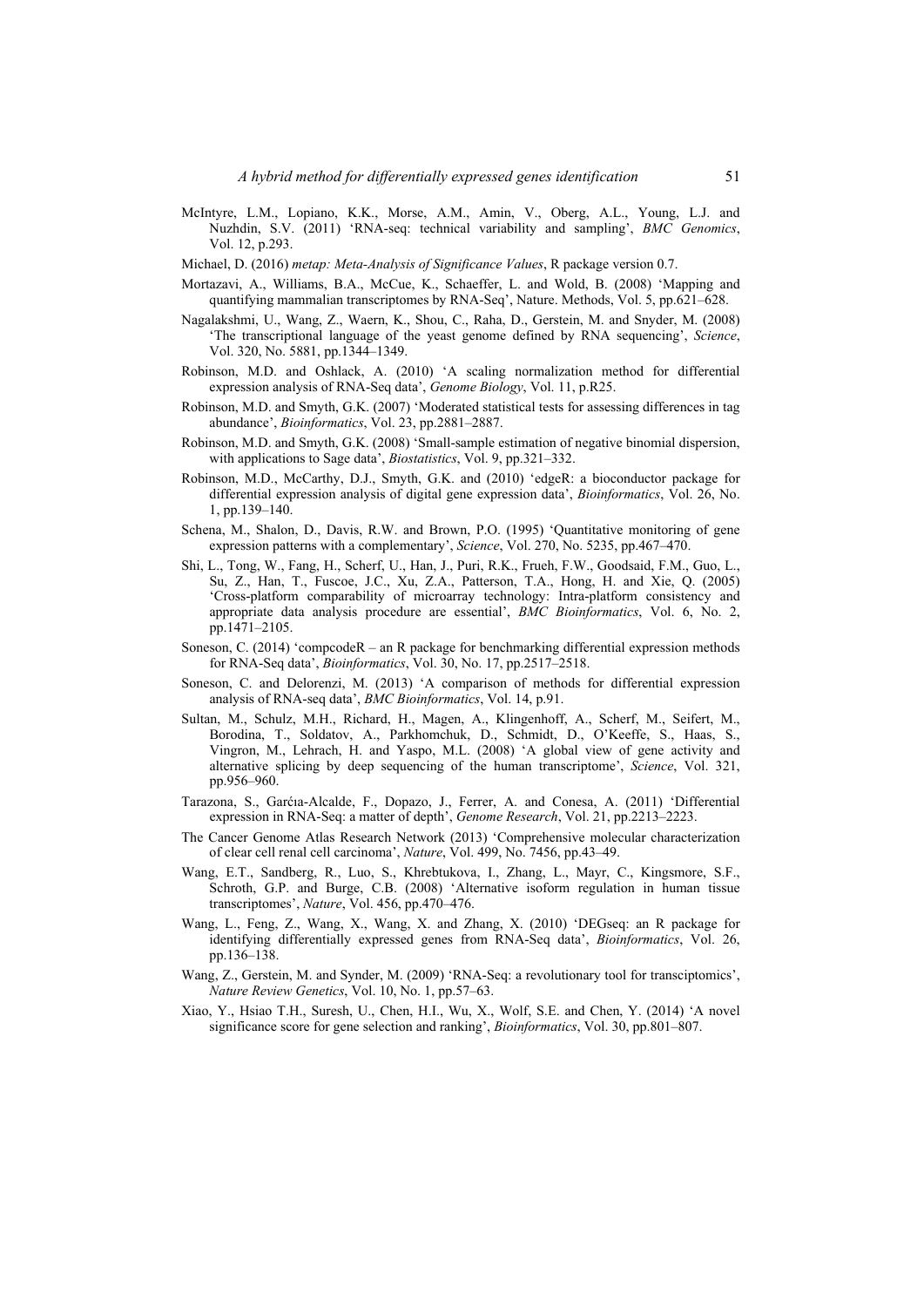McIntyre, L.M., Lopiano, K.K., Morse, A.M., Amin, V., Oberg, A.L., Young, L.J. and Nuzhdin, S.V. (2011) 'RNA-seq: technical variability and sampling', *BMC Genomics*, Vol. 12, p.293.

Michael, D. (2016) *metap: Meta-Analysis of Significance Values*, R package version 0.7.

Mortazavi, A., Williams, B.A., McCue, K., Schaeffer, L. and Wold, B. (2008) 'Mapping and quantifying mammalian transcriptomes by RNA-Seq', Nature. Methods, Vol. 5, pp.621–628.

Nagalakshmi, U., Wang, Z., Waern, K., Shou, C., Raha, D., Gerstein, M. and Snyder, M. (2008) 'The transcriptional language of the yeast genome defined by RNA sequencing', *Science*, Vol. 320, No. 5881, pp.1344–1349.

Robinson, M.D. and Oshlack, A. (2010) 'A scaling normalization method for differential expression analysis of RNA-Seq data', *Genome Biology*, Vol. 11, p.R25.

Robinson, M.D. and Smyth, G.K. (2007) 'Moderated statistical tests for assessing differences in tag abundance', *Bioinformatics*, Vol. 23, pp.2881–2887.

Robinson, M.D. and Smyth, G.K. (2008) 'Small-sample estimation of negative binomial dispersion, with applications to Sage data', *Biostatistics*, Vol. 9, pp.321–332.

Robinson, M.D., McCarthy, D.J., Smyth, G.K. and (2010) 'edgeR: a bioconductor package for differential expression analysis of digital gene expression data', *Bioinformatics*, Vol. 26, No. 1, pp.139–140.

Schena, M., Shalon, D., Davis, R.W. and Brown, P.O. (1995) 'Quantitative monitoring of gene expression patterns with a complementary', *Science*, Vol. 270, No. 5235, pp.467–470.

Shi, L., Tong, W., Fang, H., Scherf, U., Han, J., Puri, R.K., Frueh, F.W., Goodsaid, F.M., Guo, L., Su, Z., Han, T., Fuscoe, J.C., Xu, Z.A., Patterson, T.A., Hong, H. and Xie, Q. (2005) 'Cross-platform comparability of microarray technology: Intra-platform consistency and appropriate data analysis procedure are essential', *BMC Bioinformatics*, Vol. 6, No. 2, pp.1471–2105.

Soneson, C. (2014) 'compcodeR – an R package for benchmarking differential expression methods for RNA-Seq data', *Bioinformatics*, Vol. 30, No. 17, pp.2517–2518.

Soneson, C. and Delorenzi, M. (2013) 'A comparison of methods for differential expression analysis of RNA-seq data', *BMC Bioinformatics*, Vol. 14, p.91.

Sultan, M., Schulz, M.H., Richard, H., Magen, A., Klingenhoff, A., Scherf, M., Seifert, M., Borodina, T., Soldatov, A., Parkhomchuk, D., Schmidt, D., O'Keeffe, S., Haas, S., Vingron, M., Lehrach, H. and Yaspo, M.L. (2008) 'A global view of gene activity and alternative splicing by deep sequencing of the human transcriptome', *Science*, Vol. 321, pp.956–960.

Tarazona, S., Garćıa-Alcalde, F., Dopazo, J., Ferrer, A. and Conesa, A. (2011) 'Differential expression in RNA-Seq: a matter of depth', *Genome Research*, Vol. 21, pp.2213–2223.

The Cancer Genome Atlas Research Network (2013) 'Comprehensive molecular characterization of clear cell renal cell carcinoma', *Nature*, Vol. 499, No. 7456, pp.43–49.

Wang, E.T., Sandberg, R., Luo, S., Khrebtukova, I., Zhang, L., Mayr, C., Kingsmore, S.F., Schroth, G.P. and Burge, C.B. (2008) 'Alternative isoform regulation in human tissue transcriptomes', *Nature*, Vol. 456, pp.470–476.

Wang, L., Feng, Z., Wang, X., Wang, X. and Zhang, X. (2010) 'DEGseq: an R package for identifying differentially expressed genes from RNA-Seq data', *Bioinformatics*, Vol. 26, pp.136–138.

Wang, Z., Gerstein, M. and Synder, M. (2009) 'RNA-Seq: a revolutionary tool for transciptomics', *Nature Review Genetics*, Vol. 10, No. 1, pp.57–63.

Xiao, Y., Hsiao T.H., Suresh, U., Chen, H.I., Wu, X., Wolf, S.E. and Chen, Y. (2014) 'A novel significance score for gene selection and ranking', *Bioinformatics*, Vol. 30, pp.801–807.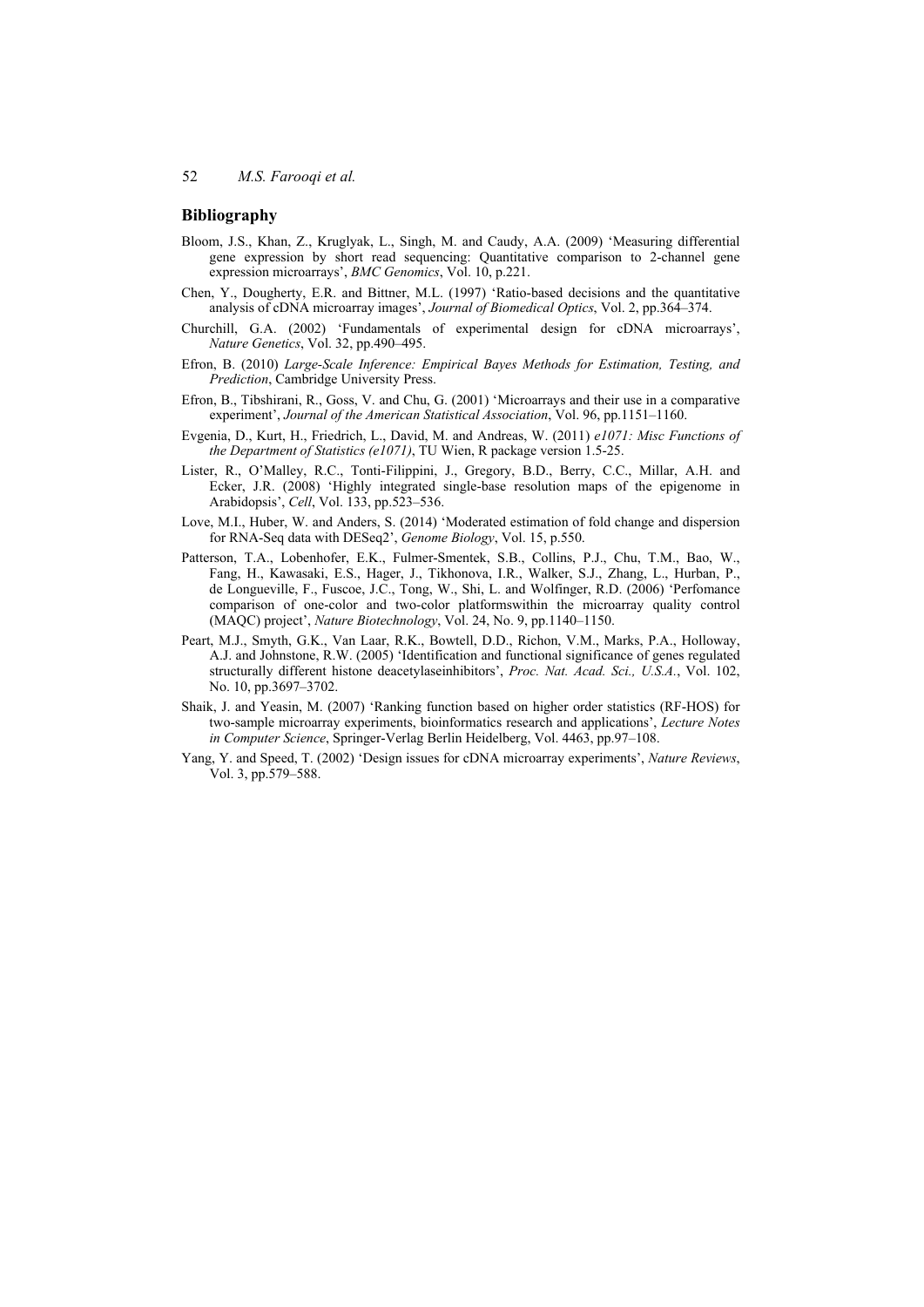## Bibliography

Bloom, J.S., Khan, Z., Kruglyak, L., Singh, M. and Caudy, A.A. (2009) 'Measuring differential gene expression by short read sequencing: Quantitative comparison to 2-channel gene expression microarrays', *BMC Genomics*, Vol. 10, p.221.

Chen, Y., Dougherty, E.R. and Bittner, M.L. (1997) 'Ratio-based decisions and the quantitative analysis of cDNA microarray images', *Journal of Biomedical Optics*, Vol. 2, pp.364–374.

Churchill, G.A. (2002) 'Fundamentals of experimental design for cDNA microarrays', *Nature Genetics*, Vol. 32, pp.490–495.

Efron, B. (2010) *Large-Scale Inference: Empirical Bayes Methods for Estimation, Testing, and Prediction*, Cambridge University Press.

Efron, B., Tibshirani, R., Goss, V. and Chu, G. (2001) 'Microarrays and their use in a comparative experiment', *Journal of the American Statistical Association*, Vol. 96, pp.1151–1160.

Evgenia, D., Kurt, H., Friedrich, L., David, M. and Andreas, W. (2011) *e1071: Misc Functions of the Department of Statistics (e1071)*, TU Wien, R package version 1.5-25.

Lister, R., O'Malley, R.C., Tonti-Filippini, J., Gregory, B.D., Berry, C.C., Millar, A.H. and Ecker, J.R. (2008) 'Highly integrated single-base resolution maps of the epigenome in Arabidopsis', *Cell*, Vol. 133, pp.523–536.

Love, M.I., Huber, W. and Anders, S. (2014) 'Moderated estimation of fold change and dispersion for RNA-Seq data with DESeq2', *Genome Biology*, Vol. 15, p.550.

Patterson, T.A., Lobenhofer, E.K., Fulmer-Smentek, S.B., Collins, P.J., Chu, T.M., Bao, W., Fang, H., Kawasaki, E.S., Hager, J., Tikhonova, I.R., Walker, S.J., Zhang, L., Hurban, P., de Longueville, F., Fuscoe, J.C., Tong, W., Shi, L. and Wolfinger, R.D. (2006) 'Perfomance comparison of one-color and two-color platformswithin the microarray quality control (MAQC) project', *Nature Biotechnology*, Vol. 24, No. 9, pp.1140–1150.

Peart, M.J., Smyth, G.K., Van Laar, R.K., Bowtell, D.D., Richon, V.M., Marks, P.A., Holloway, A.J. and Johnstone, R.W. (2005) 'Identification and functional significance of genes regulated structurally different histone deacetylaseinhibitors', *Proc. Nat. Acad. Sci., U.S.A.*, Vol. 102, No. 10, pp.3697–3702.

Shaik, J. and Yeasin, M. (2007) 'Ranking function based on higher order statistics (RF-HOS) for two-sample microarray experiments, bioinformatics research and applications', *Lecture Notes in Computer Science*, Springer-Verlag Berlin Heidelberg, Vol. 4463, pp.97–108.

Yang, Y. and Speed, T. (2002) 'Design issues for cDNA microarray experiments', *Nature Reviews*, Vol. 3, pp.579–588.